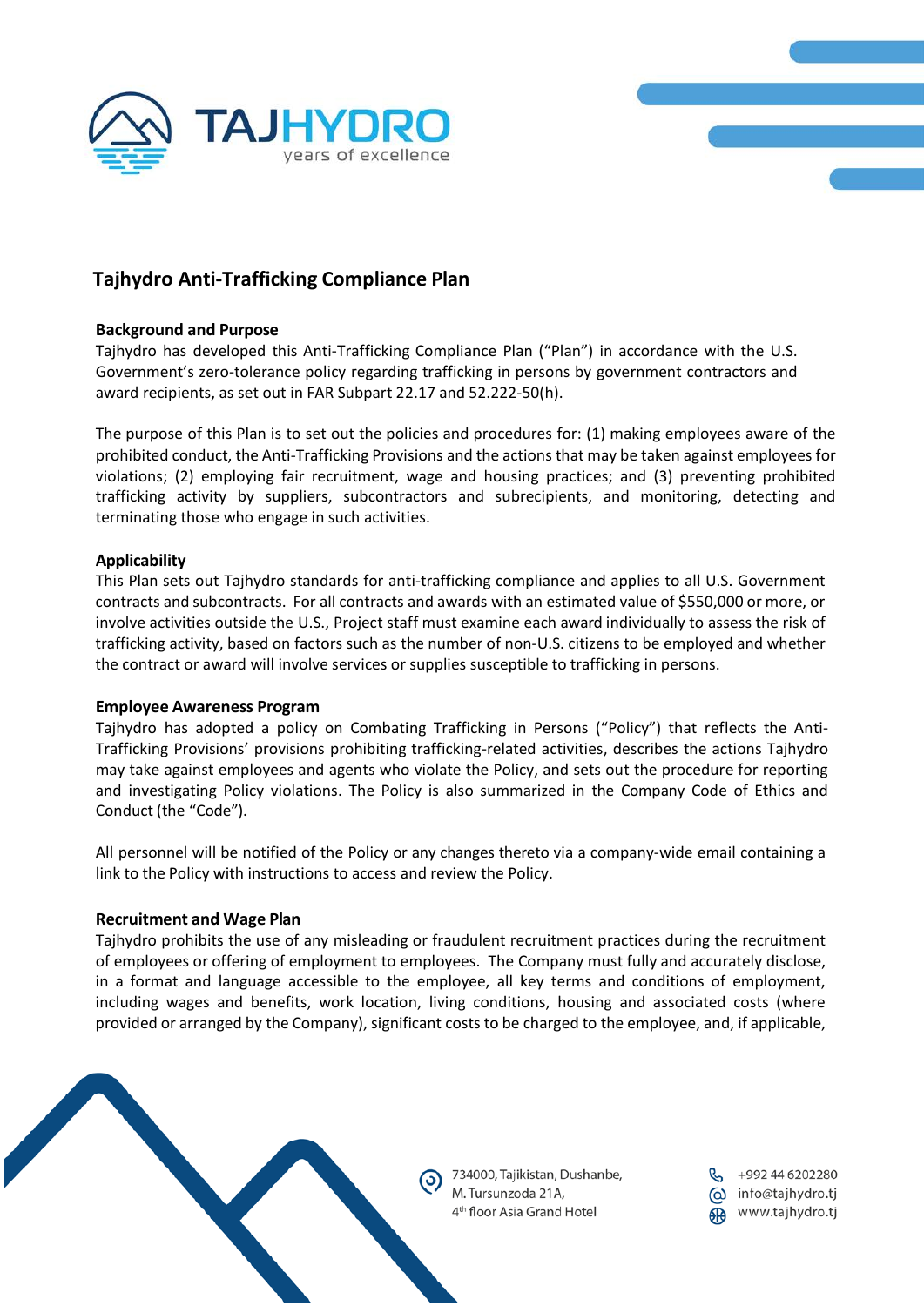# Tajhydro Anti-Trafficking Compliance Plan

## Background and Purpose

Tajhydro has developed this Anti-Trafficking Compliance Plan ("Plan") in accordance with the U.S. Government's zero-tolerance policy regarding trafficking in persons by government contractors and award recipients, as set out in FAR Subpart 22.17 and 52.222-50(h).

The purpose of this Plan is to set out the policies and procedures for: (1) making employees aware of the prohibited conduct, the Anti-Trafficking Provisions and the actions that may be taken against employees for violations; (2) employing fair recruitment, wage and housing practices; and (3) preventing prohibited trafficking activity by suppliers, subcontractors and subrecipients, and monitoring, detecting and terminating those who engage in such activities.

## Applicability

This Plan sets out Tajhydro standards for anti-trafficking compliance and applies to all U.S. Government contracts and subcontracts. For all contracts and awards with an estimated value of $550,000 or more, or involve activities outside the U.S., Project staff must examine each award individually to assess the risk of trafficking activity, based on factors such as the number of non-U.S. citizens to be employed and whether the contract or award will involve services or supplies susceptible to trafficking in persons.

## Employee Awareness Program

Tajhydro has adopted a policy on Combating Trafficking in Persons ("Policy") that reflects the Anti-Trafficking Provisions' provisions prohibiting trafficking-related activities, describes the actions Tajhydro may take against employees and agents who violate the Policy, and sets out the procedure for reporting and investigating Policy violations. The Policy is also summarized in the Company Code of Ethics and Conduct (the "Code").

All personnel will be notified of the Policy or any changes thereto via a company-wide email containing a link to the Policy with instructions to access and review the Policy.

## Recruitment and Wage Plan

Tajhydro prohibits the use of any misleading or fraudulent recruitment practices during the recruitment of employees or offering of employment to employees. The Company must fully and accurately disclose, in a format and language accessible to the employee, all key terms and conditions of employment, including wages and benefits, work location, living conditions, housing and associated costs (where provided or arranged by the Company), significant costs to be charged to the employee, and, if applicable,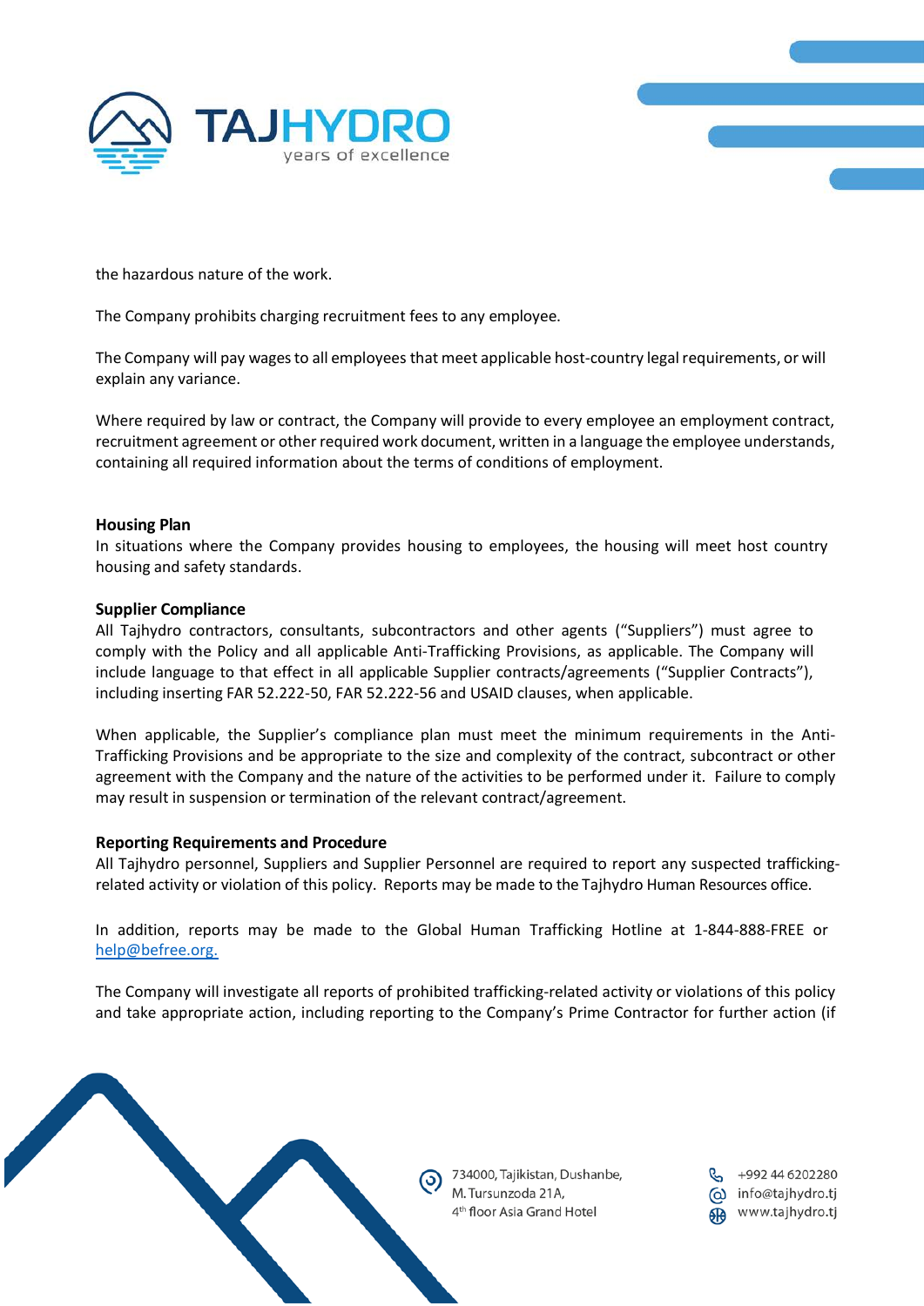the hazardous nature of the work.

The Company prohibits charging recruitment fees to any employee.

The Company will pay wages to all employees that meet applicable host-country legal requirements, or will explain any variance.

Where required by law or contract, the Company will provide to every employee an employment contract, recruitment agreement or other required work document, written in a language the employee understands, containing all required information about the terms of conditions of employment.

**Housing Plan**

In situations where the Company provides housing to employees, the housing will meet host country housing and safety standards.

**Supplier Compliance**

All Tajhydro contractors, consultants, subcontractors and other agents ("Suppliers") must agree to comply with the Policy and all applicable Anti-Trafficking Provisions, as applicable. The Company will include language to that effect in all applicable Supplier contracts/agreements ("Supplier Contracts"), including inserting FAR 52.222-50, FAR 52.222-56 and USAID clauses, when applicable.

When applicable, the Supplier's compliance plan must meet the minimum requirements in the Anti-Trafficking Provisions and be appropriate to the size and complexity of the contract, subcontract or other agreement with the Company and the nature of the activities to be performed under it. Failure to comply may result in suspension or termination of the relevant contract/agreement.

**Reporting Requirements and Procedure**

All Tajhydro personnel, Suppliers and Supplier Personnel are required to report any suspected trafficking-related activity or violation of this policy. Reports may be made to the Tajhydro Human Resources office.

In addition, reports may be made to the Global Human Trafficking Hotline at 1-844-888-FREE or help@befree.org.

The Company will investigate all reports of prohibited trafficking-related activity or violations of this policy and take appropriate action, including reporting to the Company's Prime Contractor for further action (if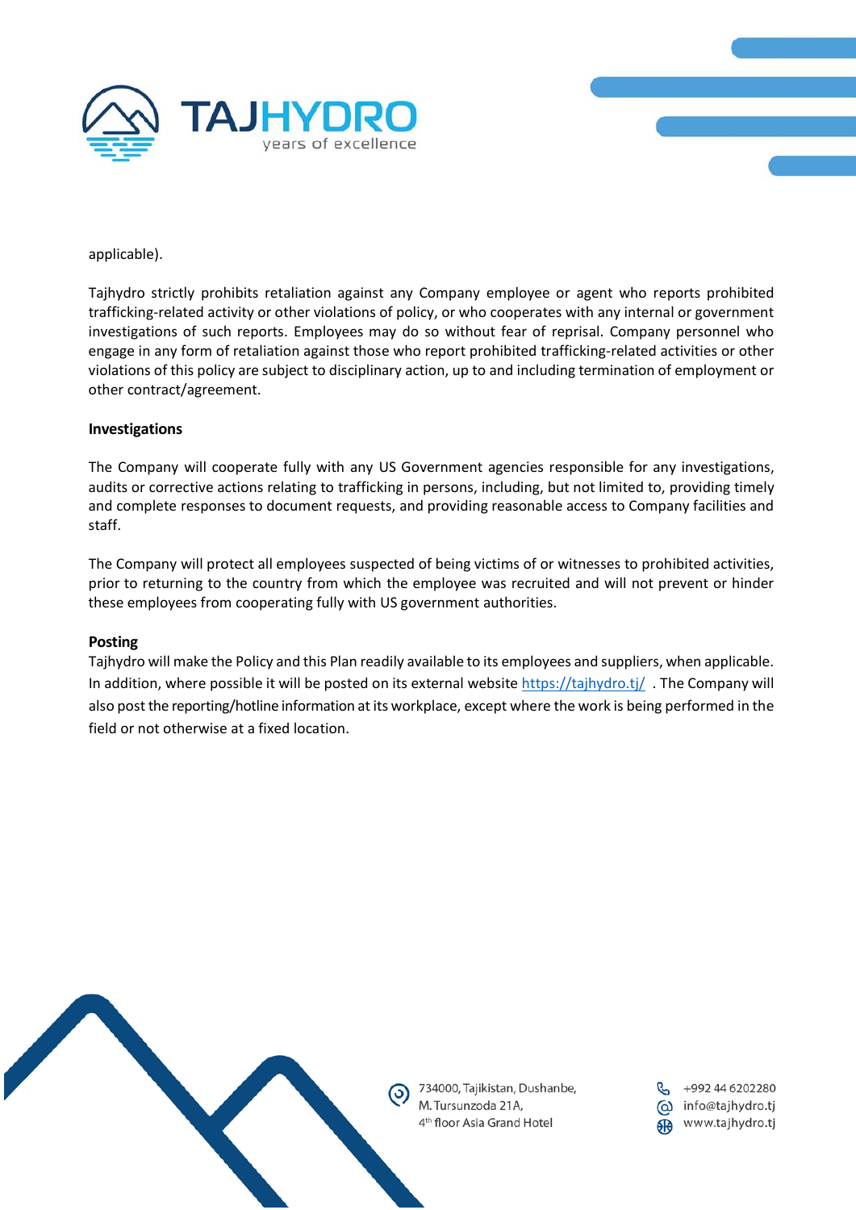applicable).

Tajhydro strictly prohibits retaliation against any Company employee or agent who reports prohibited trafficking-related activity or other violations of policy, or who cooperates with any internal or government investigations of such reports. Employees may do so without fear of reprisal. Company personnel who engage in any form of retaliation against those who report prohibited trafficking-related activities or other violations of this policy are subject to disciplinary action, up to and including termination of employment or other contract/agreement.

**Investigations**

The Company will cooperate fully with any US Government agencies responsible for any investigations, audits or corrective actions relating to trafficking in persons, including, but not limited to, providing timely and complete responses to document requests, and providing reasonable access to Company facilities and staff.

The Company will protect all employees suspected of being victims of or witnesses to prohibited activities, prior to returning to the country from which the employee was recruited and will not prevent or hinder these employees from cooperating fully with US government authorities.

**Posting**

Tajhydro will make the Policy and this Plan readily available to its employees and suppliers, when applicable. In addition, where possible it will be posted on its external website https://tajhydro.tj/ . The Company will also post the reporting/hotline information at its workplace, except where the work is being performed in the field or not otherwise at a fixed location.